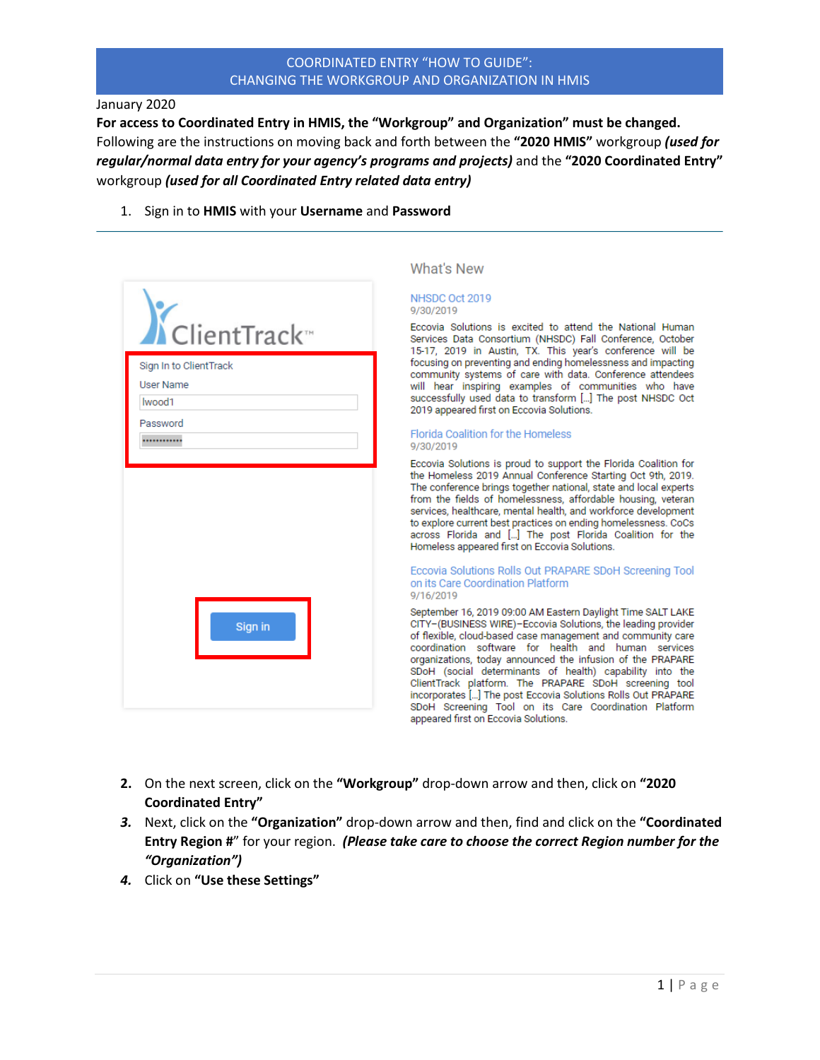# COORDINATED ENTRY "HOW TO GUIDE": CHANGING THE WORKGROUP AND ORGANIZATION IN HMIS

January 2020

**For access to Coordinated Entry in HMIS, the "Workgroup" and Organization" must be changed.**

Following are the instructions on moving back and forth between the **"2020 HMIS"** workgroup ***(used for regular/normal data entry for your agency's programs and projects)*** and the **"2020 Coordinated Entry"** workgroup ***(used for all Coordinated Entry related data entry)***

1. Sign in to **HMIS** with your **Username** and **Password**

---

ClientTrack™

Sign In to ClientTrack

User Name

lwood1

Password

Sign in

What's New

NHSDC Oct 2019
9/30/2019

Eccovia Solutions is excited to attend the National Human Services Data Consortium (NHSDC) Fall Conference, October 15-17, 2019 in Austin, TX. This year's conference will be focusing on preventing and ending homelessness and impacting community systems of care with data. Conference attendees will hear inspiring examples of communities who have successfully used data to transform [...] The post NHSDC Oct 2019 appeared first on Eccovia Solutions.

Florida Coalition for the Homeless
9/30/2019

Eccovia Solutions is proud to support the Florida Coalition for the Homeless 2019 Annual Conference Starting Oct 9th, 2019. The conference brings together national, state and local experts from the fields of homelessness, affordable housing, veteran services, healthcare, mental health, and workforce development to explore current best practices on ending homelessness. CoCs across Florida and [...] The post Florida Coalition for the Homeless appeared first on Eccovia Solutions.

Eccovia Solutions Rolls Out PRAPARE SDoH Screening Tool on its Care Coordination Platform
9/16/2019

September 16, 2019 09:00 AM Eastern Daylight Time SALT LAKE CITY–(BUSINESS WIRE)–Eccovia Solutions, the leading provider of flexible, cloud-based case management and community care coordination software for health and human services organizations, today announced the infusion of the PRAPARE SDoH (social determinants of health) capability into the ClientTrack platform. The PRAPARE SDoH screening tool incorporates [...] The post Eccovia Solutions Rolls Out PRAPARE SDoH Screening Tool on its Care Coordination Platform appeared first on Eccovia Solutions.

2. On the next screen, click on the **"Workgroup"** drop-down arrow and then, click on **"2020 Coordinated Entry"**
3. Next, click on the **"Organization"** drop-down arrow and then, find and click on the **"Coordinated Entry Region #**" for your region. ***(Please take care to choose the correct Region number for the "Organization")***
4. Click on **"Use these Settings"**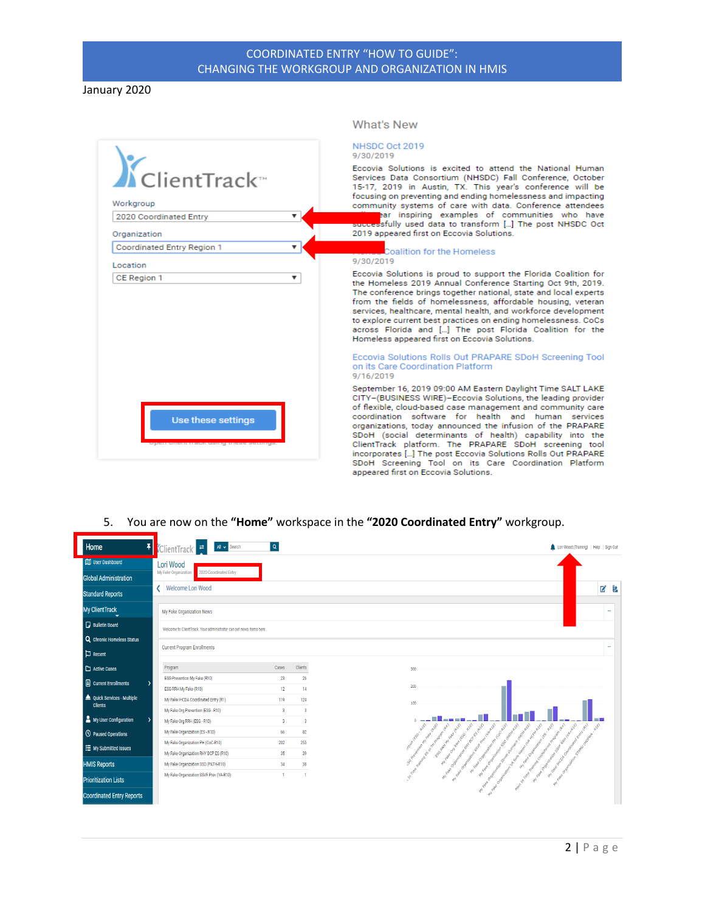What's New

NHSDC Oct 2019
9/30/2019

Eccovia Solutions is excited to attend the National Human Services Data Consortium (NHSDC) Fall Conference, October 15-17, 2019 in Austin, TX. This year's conference will be focusing on preventing and ending homelessness and impacting community systems of care with data. Conference attendees will hear inspiring examples of communities who have successfully used data to transform […] The post NHSDC Oct 2019 appeared first on Eccovia Solutions.

Florida Coalition for the Homeless
9/30/2019

Eccovia Solutions is proud to support the Florida Coalition for the Homeless 2019 Annual Conference Starting Oct 9th, 2019. The conference brings together national, state and local experts from the fields of homelessness, affordable housing, veteran services, healthcare, mental health, and workforce development to explore current best practices on ending homelessness. CoCs across Florida and […] The post Florida Coalition for the Homeless appeared first on Eccovia Solutions.

Eccovia Solutions Rolls Out PRAPARE SDoH Screening Tool on its Care Coordination Platform
9/16/2019

September 16, 2019 09:00 AM Eastern Daylight Time SALT LAKE CITY–(BUSINESS WIRE)–Eccovia Solutions, the leading provider of flexible, cloud-based case management and community care coordination software for health and human services organizations, today announced the infusion of the PRAPARE SDoH (social determinants of health) capability into the ClientTrack platform. The PRAPARE SDoH screening tool incorporates […] The post Eccovia Solutions Rolls Out PRAPARE SDoH Screening Tool on its Care Coordination Platform appeared first on Eccovia Solutions.

5. You are now on the **"Home"** workspace in the **"2020 Coordinated Entry"** workgroup.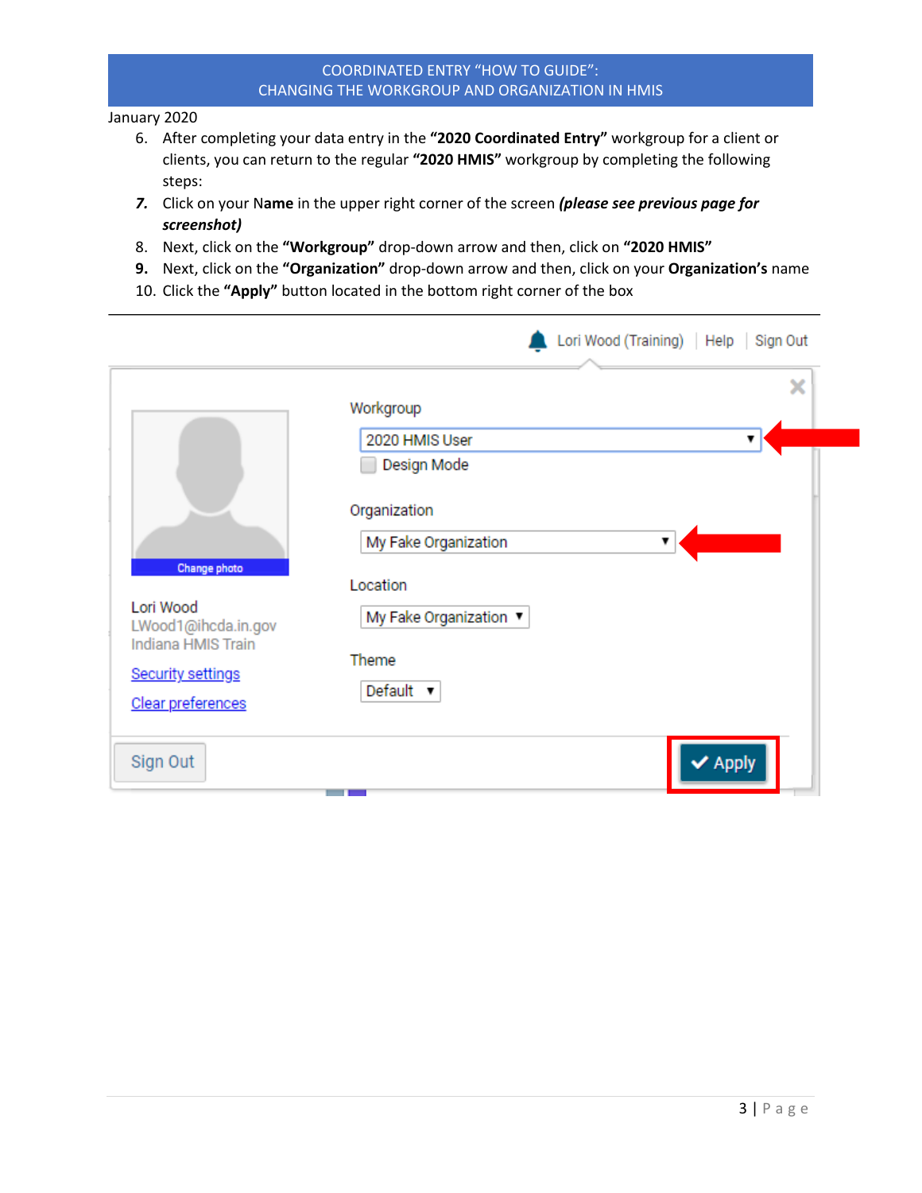January 2020

6. After completing your data entry in the **"2020 Coordinated Entry"** workgroup for a client or clients, you can return to the regular **"2020 HMIS"** workgroup by completing the following steps:
7. Click on your **Name** in the upper right corner of the screen ***(please see previous page for screenshot)***
8. Next, click on the **"Workgroup"** drop-down arrow and then, click on **"2020 HMIS"**
9. Next, click on the **"Organization"** drop-down arrow and then, click on your **Organization's** name
10. Click the **"Apply"** button located in the bottom right corner of the box

---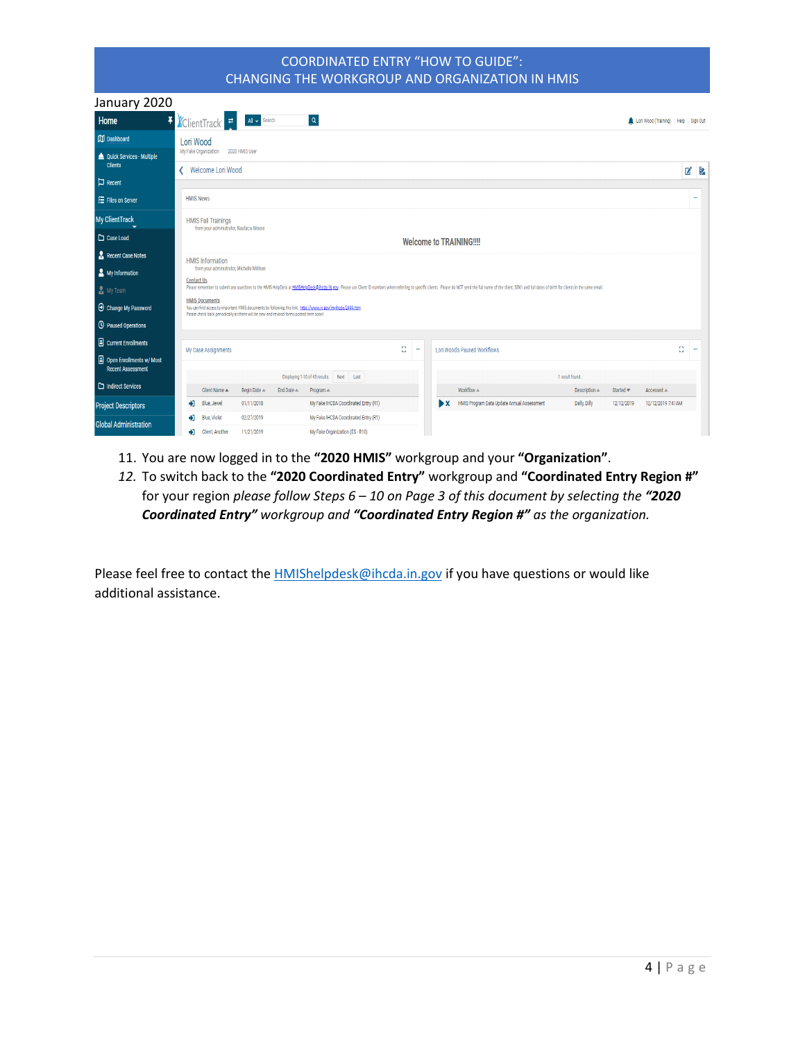11. You are now logged in to the **"2020 HMIS"** workgroup and your **"Organization"**.
12. To switch back to the **"2020 Coordinated Entry"** workgroup and **"Coordinated Entry Region #"** for your region *please follow Steps 6 – 10 on Page 3 of this document by selecting the **"2020 Coordinated Entry"** workgroup and **"Coordinated Entry Region #"** as the organization.*

Please feel free to contact the [HMIShelpdesk@ihcda.in.gov](mailto:HMIShelpdesk@ihcda.in.gov) if you have questions or would like additional assistance.